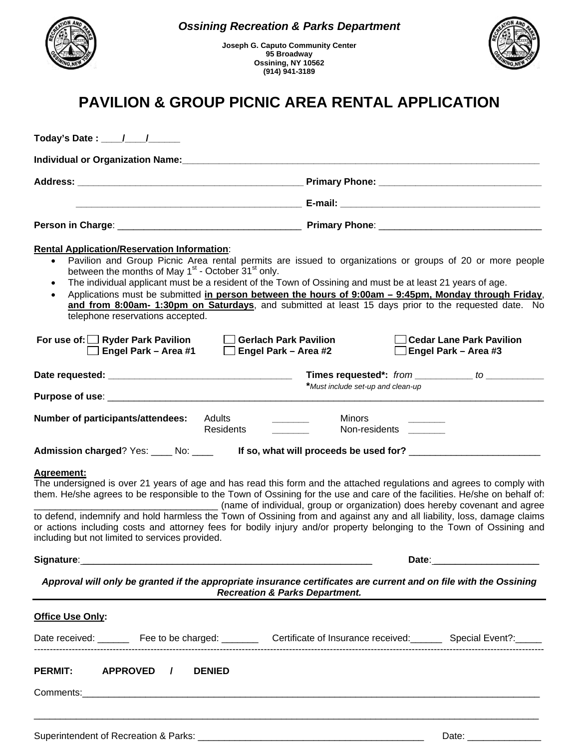*Ossining Recreation & Parks Department*

**Joseph G. Caputo Community Center**
**95 Broadway**
**Ossining, NY 10562**
**(914) 941-3189**

# PAVILION & GROUP PICNIC AREA RENTAL APPLICATION

**Today's Date :** ____/____/______

**Individual or Organization Name:**_______________________________________________

**Address:** ______________________________ **Primary Phone:** ______________________

______________________________ **E-mail:** ______________________________

**Person in Charge**: ______________________________ **Primary Phone**: ______________________

**Rental Application/Reservation Information**:

- Pavilion and Group Picnic Area rental permits are issued to organizations or groups of 20 or more people between the months of May 1st - October 31st only.
- The individual applicant must be a resident of the Town of Ossining and must be at least 21 years of age.
- Applications must be submitted **in person between the hours of 9:00am – 9:45pm, Monday through Friday, and from 8:00am- 1:30pm on Saturdays**, and submitted at least 15 days prior to the requested date. No telephone reservations accepted.

**For use of:** ☐ **Ryder Park Pavilion** ☐ **Gerlach Park Pavilion** ☐ **Cedar Lane Park Pavilion**
☐ **Engel Park – Area #1** ☐ **Engel Park – Area #2** ☐ **Engel Park – Area #3**

**Date requested:** ______________________________ **Times requested*:** *from* __________ *to* __________
*\*Must include set-up and clean-up*

**Purpose of use**: _______________________________________________

**Number of participants/attendees:** Adults _______ Minors _______
Residents _______ Non-residents _______

**Admission charged**? Yes: ____ No: ____ **If so, what will proceeds be used for?** ______________________

**Agreement:**

The undersigned is over 21 years of age and has read this form and the attached regulations and agrees to comply with them. He/she agrees to be responsible to the Town of Ossining for the use and care of the facilities. He/she on behalf of: ______________________________ (name of individual, group or organization) does hereby covenant and agree to defend, indemnify and hold harmless the Town of Ossining from and against any and all liability, loss, damage claims or actions including costs and attorney fees for bodily injury and/or property belonging to the Town of Ossining and including but not limited to services provided.

**Signature**:_______________________________________________ **Date**:____________________

***Approval will only be granted if the appropriate insurance certificates are current and on file with the Ossining Recreation & Parks Department.***

---

**Office Use Only:**

Date received: ______ Fee to be charged: _______ Certificate of Insurance received:______ Special Event?:_____

---

**PERMIT: APPROVED / DENIED**

Comments:_______________________________________________

_______________________________________________

Superintendent of Recreation & Parks: ______________________________ Date: ______________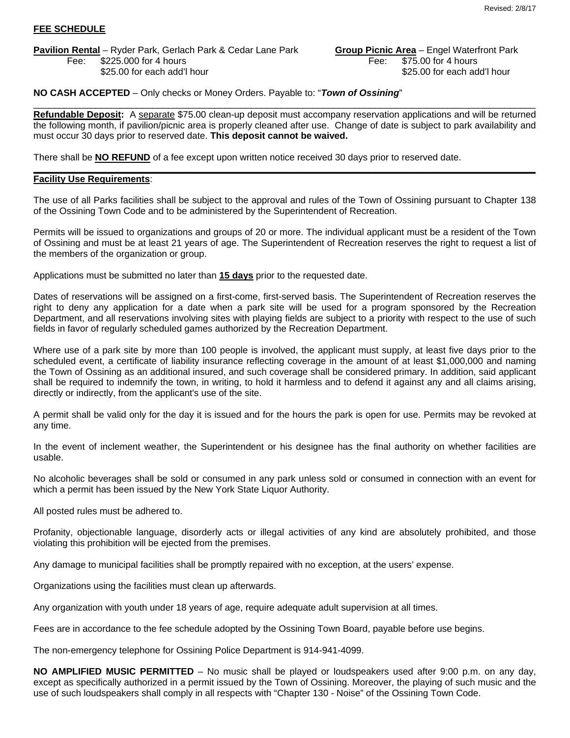**FEE SCHEDULE**

**Pavilion Rental** – Ryder Park, Gerlach Park & Cedar Lane Park
Fee: $225.000 for 4 hours
$25.00 for each add'l hour

**Group Picnic Area** – Engel Waterfront Park
Fee: $75.00 for 4 hours
$25.00 for each add'l hour

**NO CASH ACCEPTED** – Only checks or Money Orders. Payable to: "***Town of Ossining***"

---

**Refundable Deposit:** A separate $75.00 clean-up deposit must accompany reservation applications and will be returned the following month, if pavilion/picnic area is properly cleaned after use. Change of date is subject to park availability and must occur 30 days prior to reserved date. **This deposit cannot be waived.**

There shall be **NO REFUND** of a fee except upon written notice received 30 days prior to reserved date.

---

**Facility Use Requirements**:

The use of all Parks facilities shall be subject to the approval and rules of the Town of Ossining pursuant to Chapter 138 of the Ossining Town Code and to be administered by the Superintendent of Recreation.

Permits will be issued to organizations and groups of 20 or more. The individual applicant must be a resident of the Town of Ossining and must be at least 21 years of age. The Superintendent of Recreation reserves the right to request a list of the members of the organization or group.

Applications must be submitted no later than **15 days** prior to the requested date.

Dates of reservations will be assigned on a first-come, first-served basis. The Superintendent of Recreation reserves the right to deny any application for a date when a park site will be used for a program sponsored by the Recreation Department, and all reservations involving sites with playing fields are subject to a priority with respect to the use of such fields in favor of regularly scheduled games authorized by the Recreation Department.

Where use of a park site by more than 100 people is involved, the applicant must supply, at least five days prior to the scheduled event, a certificate of liability insurance reflecting coverage in the amount of at least $1,000,000 and naming the Town of Ossining as an additional insured, and such coverage shall be considered primary. In addition, said applicant shall be required to indemnify the town, in writing, to hold it harmless and to defend it against any and all claims arising, directly or indirectly, from the applicant's use of the site.

A permit shall be valid only for the day it is issued and for the hours the park is open for use. Permits may be revoked at any time.

In the event of inclement weather, the Superintendent or his designee has the final authority on whether facilities are usable.

No alcoholic beverages shall be sold or consumed in any park unless sold or consumed in connection with an event for which a permit has been issued by the New York State Liquor Authority.

All posted rules must be adhered to.

Profanity, objectionable language, disorderly acts or illegal activities of any kind are absolutely prohibited, and those violating this prohibition will be ejected from the premises.

Any damage to municipal facilities shall be promptly repaired with no exception, at the users' expense.

Organizations using the facilities must clean up afterwards.

Any organization with youth under 18 years of age, require adequate adult supervision at all times.

Fees are in accordance to the fee schedule adopted by the Ossining Town Board, payable before use begins.

The non-emergency telephone for Ossining Police Department is 914-941-4099.

**NO AMPLIFIED MUSIC PERMITTED** – No music shall be played or loudspeakers used after 9:00 p.m. on any day, except as specifically authorized in a permit issued by the Town of Ossining. Moreover, the playing of such music and the use of such loudspeakers shall comply in all respects with "Chapter 130 - Noise" of the Ossining Town Code.